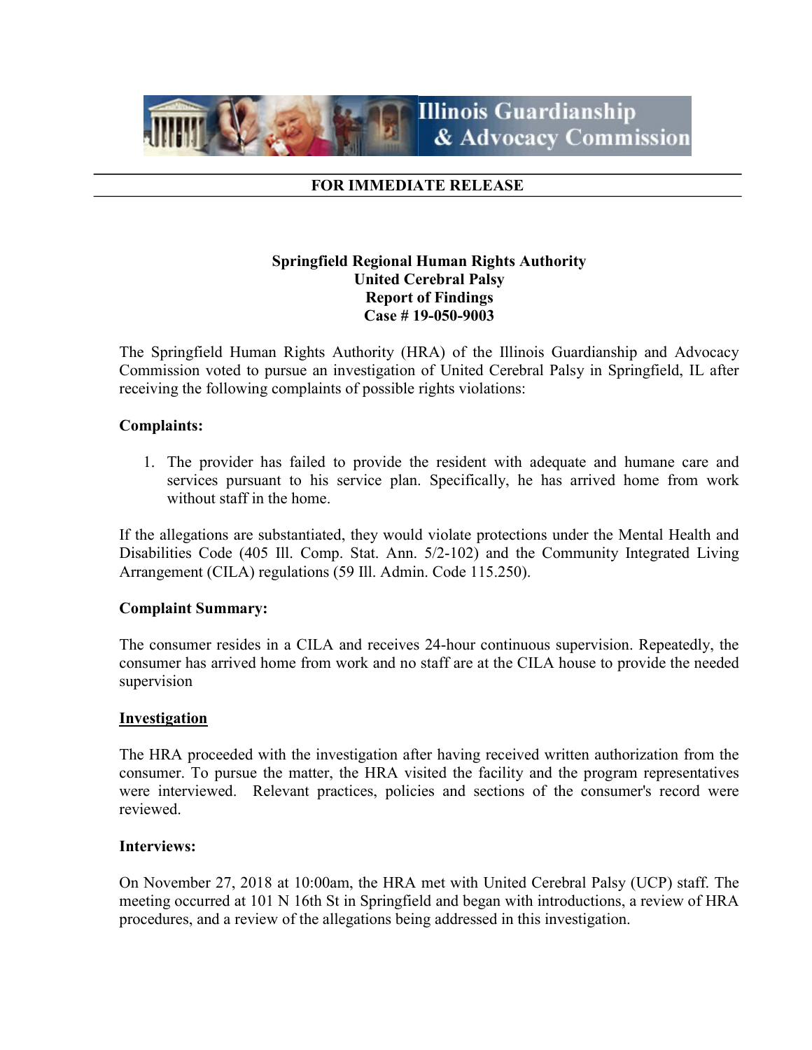Illinois Guardianship & Advocacy Commission

**FOR IMMEDIATE RELEASE**

**Springfield Regional Human Rights Authority**
**United Cerebral Palsy**
**Report of Findings**
**Case # 19-050-9003**

The Springfield Human Rights Authority (HRA) of the Illinois Guardianship and Advocacy Commission voted to pursue an investigation of United Cerebral Palsy in Springfield, IL after receiving the following complaints of possible rights violations:

**Complaints:**

1. The provider has failed to provide the resident with adequate and humane care and services pursuant to his service plan. Specifically, he has arrived home from work without staff in the home.

If the allegations are substantiated, they would violate protections under the Mental Health and Disabilities Code (405 Ill. Comp. Stat. Ann. 5/2-102) and the Community Integrated Living Arrangement (CILA) regulations (59 Ill. Admin. Code 115.250).

**Complaint Summary:**

The consumer resides in a CILA and receives 24-hour continuous supervision. Repeatedly, the consumer has arrived home from work and no staff are at the CILA house to provide the needed supervision

**Investigation**

The HRA proceeded with the investigation after having received written authorization from the consumer. To pursue the matter, the HRA visited the facility and the program representatives were interviewed. Relevant practices, policies and sections of the consumer's record were reviewed.

**Interviews:**

On November 27, 2018 at 10:00am, the HRA met with United Cerebral Palsy (UCP) staff. The meeting occurred at 101 N 16th St in Springfield and began with introductions, a review of HRA procedures, and a review of the allegations being addressed in this investigation.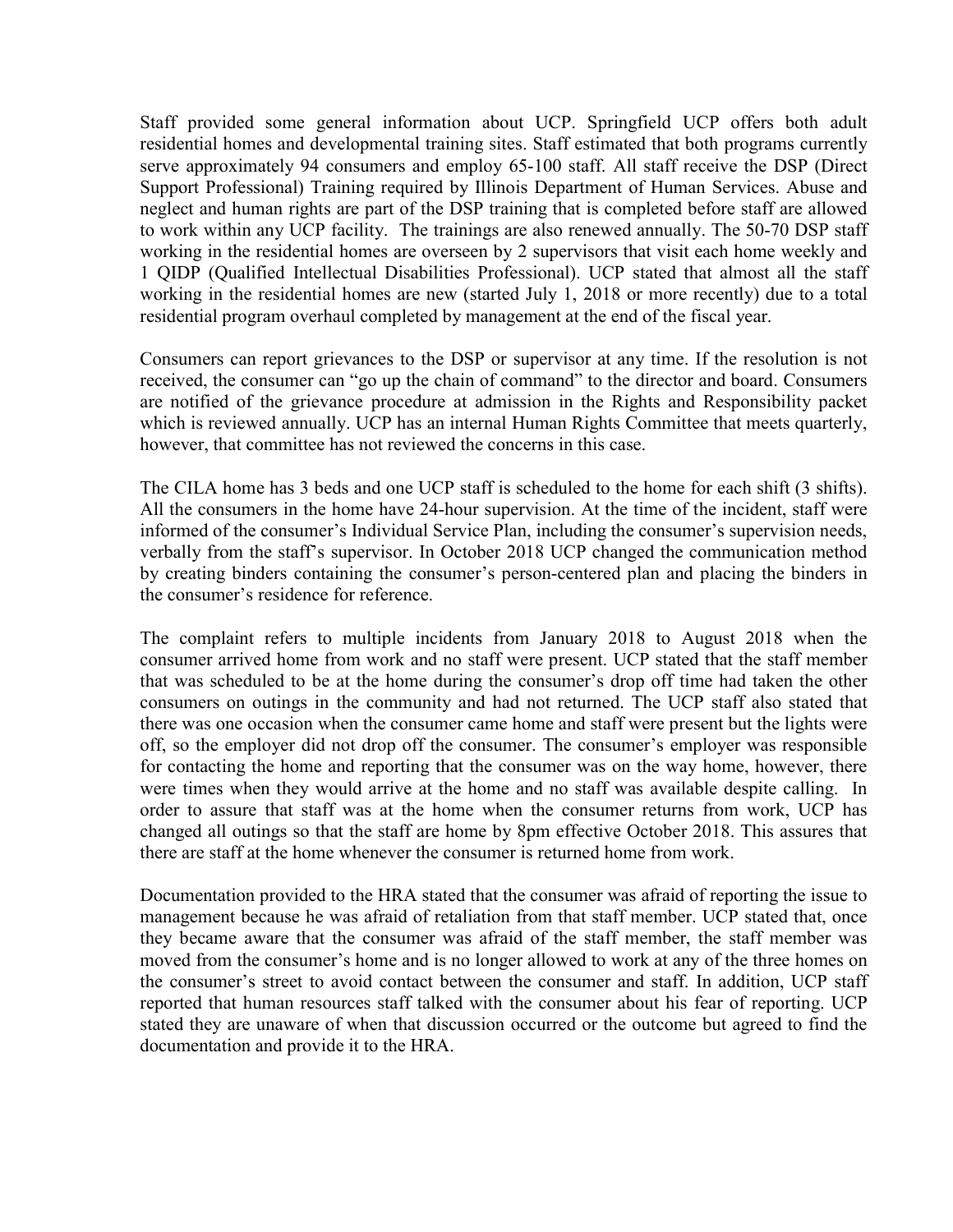Staff provided some general information about UCP. Springfield UCP offers both adult residential homes and developmental training sites. Staff estimated that both programs currently serve approximately 94 consumers and employ 65-100 staff. All staff receive the DSP (Direct Support Professional) Training required by Illinois Department of Human Services. Abuse and neglect and human rights are part of the DSP training that is completed before staff are allowed to work within any UCP facility. The trainings are also renewed annually. The 50-70 DSP staff working in the residential homes are overseen by 2 supervisors that visit each home weekly and 1 QIDP (Qualified Intellectual Disabilities Professional). UCP stated that almost all the staff working in the residential homes are new (started July 1, 2018 or more recently) due to a total residential program overhaul completed by management at the end of the fiscal year.

Consumers can report grievances to the DSP or supervisor at any time. If the resolution is not received, the consumer can "go up the chain of command" to the director and board. Consumers are notified of the grievance procedure at admission in the Rights and Responsibility packet which is reviewed annually. UCP has an internal Human Rights Committee that meets quarterly, however, that committee has not reviewed the concerns in this case.

The CILA home has 3 beds and one UCP staff is scheduled to the home for each shift (3 shifts). All the consumers in the home have 24-hour supervision. At the time of the incident, staff were informed of the consumer's Individual Service Plan, including the consumer's supervision needs, verbally from the staff's supervisor. In October 2018 UCP changed the communication method by creating binders containing the consumer's person-centered plan and placing the binders in the consumer's residence for reference.

The complaint refers to multiple incidents from January 2018 to August 2018 when the consumer arrived home from work and no staff were present. UCP stated that the staff member that was scheduled to be at the home during the consumer's drop off time had taken the other consumers on outings in the community and had not returned. The UCP staff also stated that there was one occasion when the consumer came home and staff were present but the lights were off, so the employer did not drop off the consumer. The consumer's employer was responsible for contacting the home and reporting that the consumer was on the way home, however, there were times when they would arrive at the home and no staff was available despite calling. In order to assure that staff was at the home when the consumer returns from work, UCP has changed all outings so that the staff are home by 8pm effective October 2018. This assures that there are staff at the home whenever the consumer is returned home from work.

Documentation provided to the HRA stated that the consumer was afraid of reporting the issue to management because he was afraid of retaliation from that staff member. UCP stated that, once they became aware that the consumer was afraid of the staff member, the staff member was moved from the consumer's home and is no longer allowed to work at any of the three homes on the consumer's street to avoid contact between the consumer and staff. In addition, UCP staff reported that human resources staff talked with the consumer about his fear of reporting. UCP stated they are unaware of when that discussion occurred or the outcome but agreed to find the documentation and provide it to the HRA.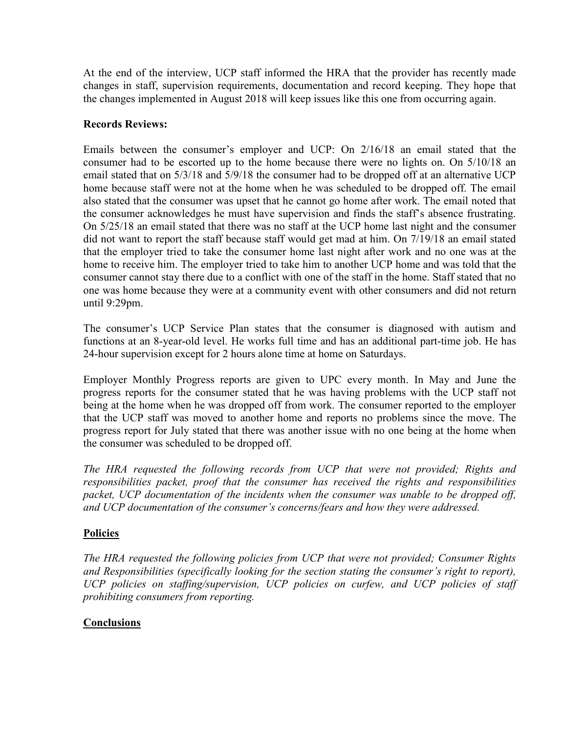At the end of the interview, UCP staff informed the HRA that the provider has recently made changes in staff, supervision requirements, documentation and record keeping. They hope that the changes implemented in August 2018 will keep issues like this one from occurring again.

**Records Reviews:**

Emails between the consumer's employer and UCP: On 2/16/18 an email stated that the consumer had to be escorted up to the home because there were no lights on. On 5/10/18 an email stated that on 5/3/18 and 5/9/18 the consumer had to be dropped off at an alternative UCP home because staff were not at the home when he was scheduled to be dropped off. The email also stated that the consumer was upset that he cannot go home after work. The email noted that the consumer acknowledges he must have supervision and finds the staff's absence frustrating. On 5/25/18 an email stated that there was no staff at the UCP home last night and the consumer did not want to report the staff because staff would get mad at him. On 7/19/18 an email stated that the employer tried to take the consumer home last night after work and no one was at the home to receive him. The employer tried to take him to another UCP home and was told that the consumer cannot stay there due to a conflict with one of the staff in the home. Staff stated that no one was home because they were at a community event with other consumers and did not return until 9:29pm.

The consumer's UCP Service Plan states that the consumer is diagnosed with autism and functions at an 8-year-old level. He works full time and has an additional part-time job. He has 24-hour supervision except for 2 hours alone time at home on Saturdays.

Employer Monthly Progress reports are given to UPC every month. In May and June the progress reports for the consumer stated that he was having problems with the UCP staff not being at the home when he was dropped off from work. The consumer reported to the employer that the UCP staff was moved to another home and reports no problems since the move. The progress report for July stated that there was another issue with no one being at the home when the consumer was scheduled to be dropped off.

*The HRA requested the following records from UCP that were not provided; Rights and responsibilities packet, proof that the consumer has received the rights and responsibilities packet, UCP documentation of the incidents when the consumer was unable to be dropped off, and UCP documentation of the consumer's concerns/fears and how they were addressed.*

## Policies

*The HRA requested the following policies from UCP that were not provided; Consumer Rights and Responsibilities (specifically looking for the section stating the consumer's right to report), UCP policies on staffing/supervision, UCP policies on curfew, and UCP policies of staff prohibiting consumers from reporting.*

## Conclusions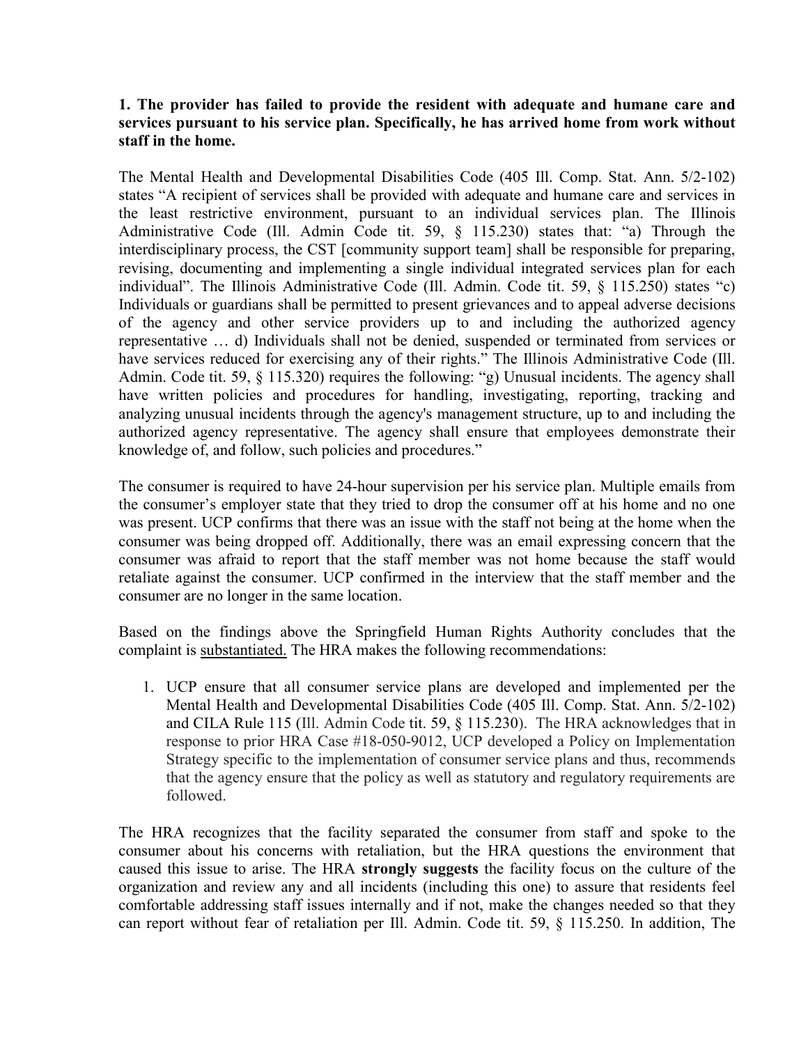**1. The provider has failed to provide the resident with adequate and humane care and services pursuant to his service plan. Specifically, he has arrived home from work without staff in the home.**

The Mental Health and Developmental Disabilities Code (405 Ill. Comp. Stat. Ann. 5/2-102) states "A recipient of services shall be provided with adequate and humane care and services in the least restrictive environment, pursuant to an individual services plan. The Illinois Administrative Code (Ill. Admin Code tit. 59, § 115.230) states that: "a) Through the interdisciplinary process, the CST [community support team] shall be responsible for preparing, revising, documenting and implementing a single individual integrated services plan for each individual". The Illinois Administrative Code (Ill. Admin. Code tit. 59, § 115.250) states "c) Individuals or guardians shall be permitted to present grievances and to appeal adverse decisions of the agency and other service providers up to and including the authorized agency representative … d) Individuals shall not be denied, suspended or terminated from services or have services reduced for exercising any of their rights." The Illinois Administrative Code (Ill. Admin. Code tit. 59, § 115.320) requires the following: "g) Unusual incidents. The agency shall have written policies and procedures for handling, investigating, reporting, tracking and analyzing unusual incidents through the agency's management structure, up to and including the authorized agency representative. The agency shall ensure that employees demonstrate their knowledge of, and follow, such policies and procedures."

The consumer is required to have 24-hour supervision per his service plan. Multiple emails from the consumer's employer state that they tried to drop the consumer off at his home and no one was present. UCP confirms that there was an issue with the staff not being at the home when the consumer was being dropped off. Additionally, there was an email expressing concern that the consumer was afraid to report that the staff member was not home because the staff would retaliate against the consumer. UCP confirmed in the interview that the staff member and the consumer are no longer in the same location.

Based on the findings above the Springfield Human Rights Authority concludes that the complaint is <u>substantiated.</u> The HRA makes the following recommendations:

1. UCP ensure that all consumer service plans are developed and implemented per the Mental Health and Developmental Disabilities Code (405 Ill. Comp. Stat. Ann. 5/2-102) and CILA Rule 115 (Ill. Admin Code tit. 59, § 115.230). The HRA acknowledges that in response to prior HRA Case #18-050-9012, UCP developed a Policy on Implementation Strategy specific to the implementation of consumer service plans and thus, recommends that the agency ensure that the policy as well as statutory and regulatory requirements are followed.

The HRA recognizes that the facility separated the consumer from staff and spoke to the consumer about his concerns with retaliation, but the HRA questions the environment that caused this issue to arise. The HRA **strongly suggests** the facility focus on the culture of the organization and review any and all incidents (including this one) to assure that residents feel comfortable addressing staff issues internally and if not, make the changes needed so that they can report without fear of retaliation per Ill. Admin. Code tit. 59, § 115.250. In addition, The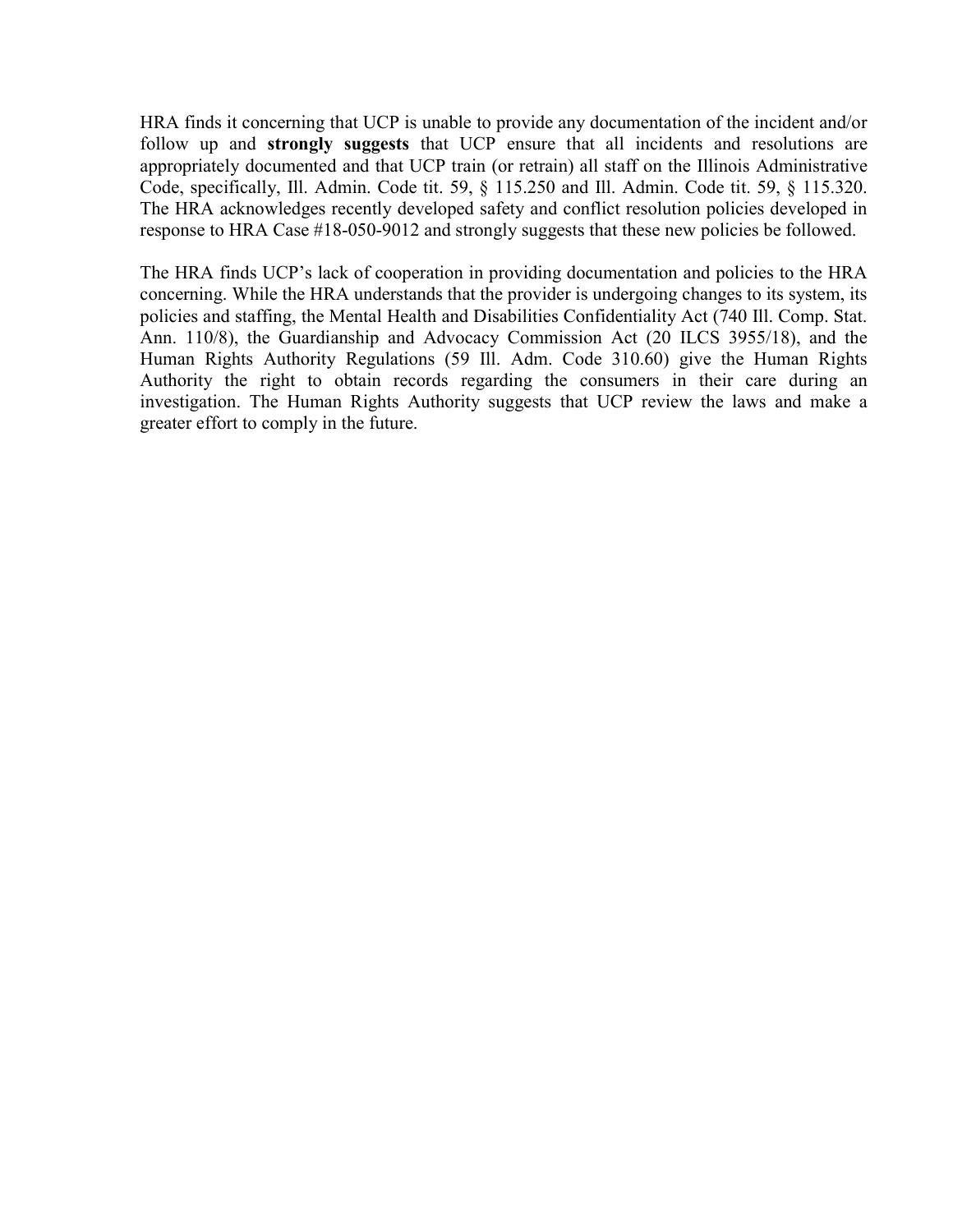HRA finds it concerning that UCP is unable to provide any documentation of the incident and/or follow up and **strongly suggests** that UCP ensure that all incidents and resolutions are appropriately documented and that UCP train (or retrain) all staff on the Illinois Administrative Code, specifically, Ill. Admin. Code tit. 59, § 115.250 and Ill. Admin. Code tit. 59, § 115.320. The HRA acknowledges recently developed safety and conflict resolution policies developed in response to HRA Case #18-050-9012 and strongly suggests that these new policies be followed.

The HRA finds UCP's lack of cooperation in providing documentation and policies to the HRA concerning. While the HRA understands that the provider is undergoing changes to its system, its policies and staffing, the Mental Health and Disabilities Confidentiality Act (740 Ill. Comp. Stat. Ann. 110/8), the Guardianship and Advocacy Commission Act (20 ILCS 3955/18), and the Human Rights Authority Regulations (59 Ill. Adm. Code 310.60) give the Human Rights Authority the right to obtain records regarding the consumers in their care during an investigation. The Human Rights Authority suggests that UCP review the laws and make a greater effort to comply in the future.